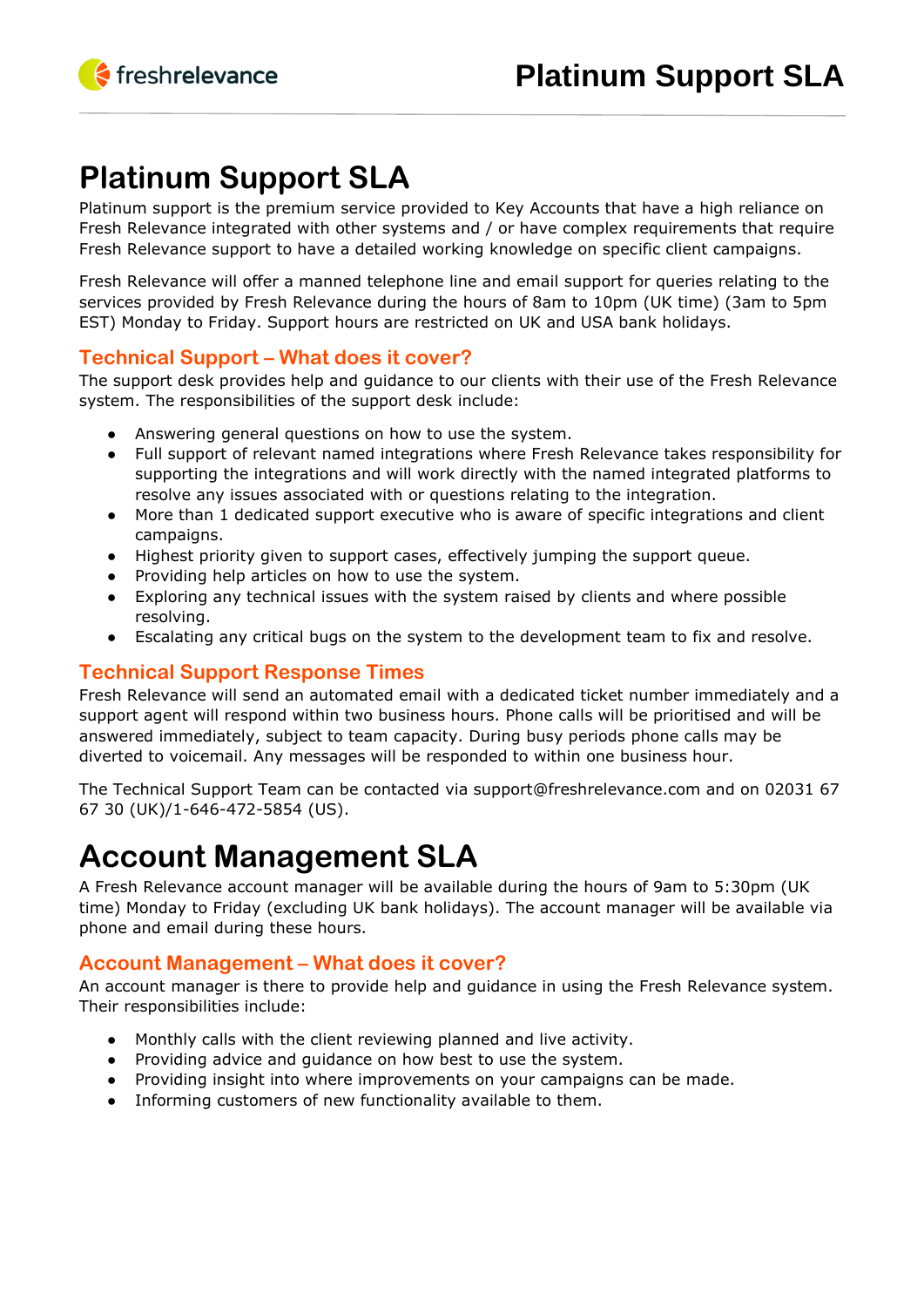# Platinum Support SLA

Platinum support is the premium service provided to Key Accounts that have a high reliance on Fresh Relevance integrated with other systems and / or have complex requirements that require Fresh Relevance support to have a detailed working knowledge on specific client campaigns.

Fresh Relevance will offer a manned telephone line and email support for queries relating to the services provided by Fresh Relevance during the hours of 8am to 10pm (UK time) (3am to 5pm EST) Monday to Friday. Support hours are restricted on UK and USA bank holidays.

### Technical Support – What does it cover?

The support desk provides help and guidance to our clients with their use of the Fresh Relevance system. The responsibilities of the support desk include:

- Answering general questions on how to use the system.
- Full support of relevant named integrations where Fresh Relevance takes responsibility for supporting the integrations and will work directly with the named integrated platforms to resolve any issues associated with or questions relating to the integration.
- More than 1 dedicated support executive who is aware of specific integrations and client campaigns.
- Highest priority given to support cases, effectively jumping the support queue.
- Providing help articles on how to use the system.
- Exploring any technical issues with the system raised by clients and where possible resolving.
- Escalating any critical bugs on the system to the development team to fix and resolve.

### Technical Support Response Times

Fresh Relevance will send an automated email with a dedicated ticket number immediately and a support agent will respond within two business hours. Phone calls will be prioritised and will be answered immediately, subject to team capacity. During busy periods phone calls may be diverted to voicemail. Any messages will be responded to within one business hour.

The Technical Support Team can be contacted via support@freshrelevance.com and on 02031 67 67 30 (UK)/1-646-472-5854 (US).

# Account Management SLA

A Fresh Relevance account manager will be available during the hours of 9am to 5:30pm (UK time) Monday to Friday (excluding UK bank holidays). The account manager will be available via phone and email during these hours.

### Account Management – What does it cover?

An account manager is there to provide help and guidance in using the Fresh Relevance system. Their responsibilities include:

- Monthly calls with the client reviewing planned and live activity.
- Providing advice and guidance on how best to use the system.
- Providing insight into where improvements on your campaigns can be made.
- Informing customers of new functionality available to them.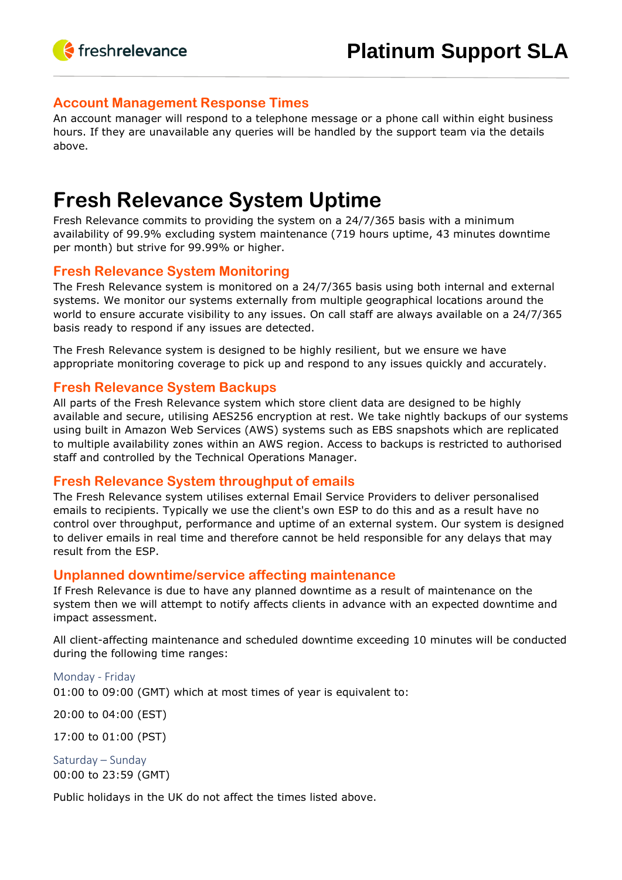## Account Management Response Times

An account manager will respond to a telephone message or a phone call within eight business hours. If they are unavailable any queries will be handled by the support team via the details above.

# Fresh Relevance System Uptime

Fresh Relevance commits to providing the system on a 24/7/365 basis with a minimum availability of 99.9% excluding system maintenance (719 hours uptime, 43 minutes downtime per month) but strive for 99.99% or higher.

## Fresh Relevance System Monitoring

The Fresh Relevance system is monitored on a 24/7/365 basis using both internal and external systems. We monitor our systems externally from multiple geographical locations around the world to ensure accurate visibility to any issues. On call staff are always available on a 24/7/365 basis ready to respond if any issues are detected.

The Fresh Relevance system is designed to be highly resilient, but we ensure we have appropriate monitoring coverage to pick up and respond to any issues quickly and accurately.

## Fresh Relevance System Backups

All parts of the Fresh Relevance system which store client data are designed to be highly available and secure, utilising AES256 encryption at rest. We take nightly backups of our systems using built in Amazon Web Services (AWS) systems such as EBS snapshots which are replicated to multiple availability zones within an AWS region. Access to backups is restricted to authorised staff and controlled by the Technical Operations Manager.

## Fresh Relevance System throughput of emails

The Fresh Relevance system utilises external Email Service Providers to deliver personalised emails to recipients. Typically we use the client's own ESP to do this and as a result have no control over throughput, performance and uptime of an external system. Our system is designed to deliver emails in real time and therefore cannot be held responsible for any delays that may result from the ESP.

## Unplanned downtime/service affecting maintenance

If Fresh Relevance is due to have any planned downtime as a result of maintenance on the system then we will attempt to notify affects clients in advance with an expected downtime and impact assessment.

All client-affecting maintenance and scheduled downtime exceeding 10 minutes will be conducted during the following time ranges:

Monday - Friday

01:00 to 09:00 (GMT) which at most times of year is equivalent to:

20:00 to 04:00 (EST)

17:00 to 01:00 (PST)

Saturday – Sunday

00:00 to 23:59 (GMT)

Public holidays in the UK do not affect the times listed above.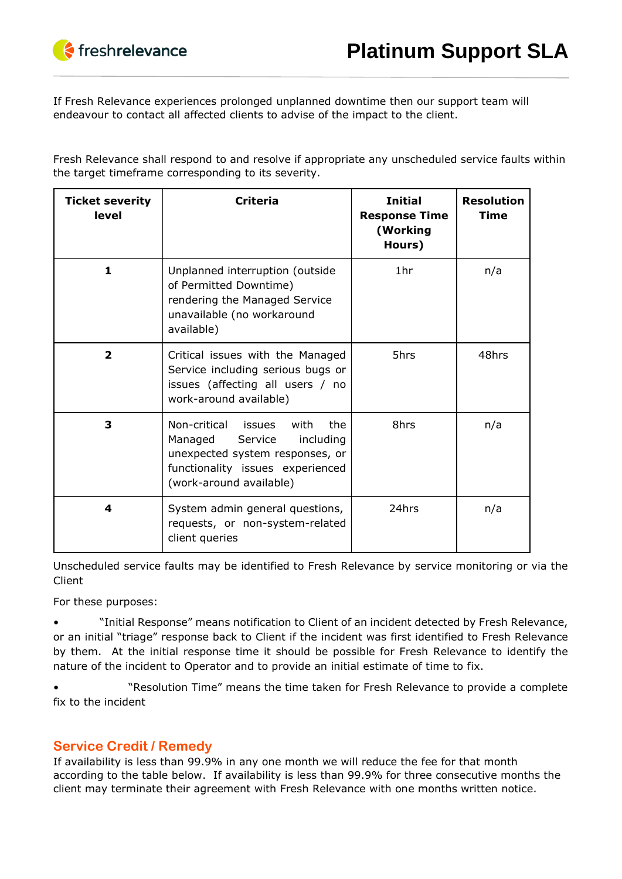If Fresh Relevance experiences prolonged unplanned downtime then our support team will endeavour to contact all affected clients to advise of the impact to the client.

Fresh Relevance shall respond to and resolve if appropriate any unscheduled service faults within the target timeframe corresponding to its severity.

| Ticket severity level | Criteria | Initial Response Time (Working Hours) | Resolution Time |
|---|---|---|---|
| 1 | Unplanned interruption (outside of Permitted Downtime) rendering the Managed Service unavailable (no workaround available) | 1hr | n/a |
| 2 | Critical issues with the Managed Service including serious bugs or issues (affecting all users / no work-around available) | 5hrs | 48hrs |
| 3 | Non-critical issues with the Managed Service including unexpected system responses, or functionality issues experienced (work-around available) | 8hrs | n/a |
| 4 | System admin general questions, requests, or non-system-related client queries | 24hrs | n/a |

Unscheduled service faults may be identified to Fresh Relevance by service monitoring or via the Client

For these purposes:

- "Initial Response" means notification to Client of an incident detected by Fresh Relevance, or an initial "triage" response back to Client if the incident was first identified to Fresh Relevance by them. At the initial response time it should be possible for Fresh Relevance to identify the nature of the incident to Operator and to provide an initial estimate of time to fix.
- "Resolution Time" means the time taken for Fresh Relevance to provide a complete fix to the incident

## Service Credit / Remedy

If availability is less than 99.9% in any one month we will reduce the fee for that month according to the table below. If availability is less than 99.9% for three consecutive months the client may terminate their agreement with Fresh Relevance with one months written notice.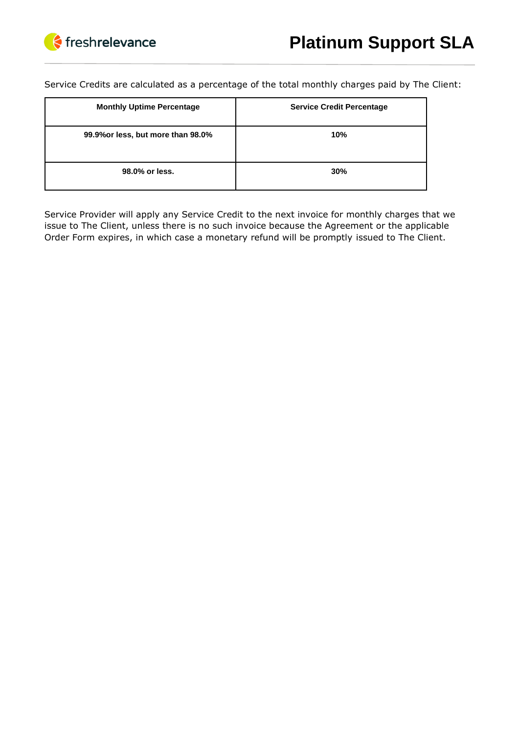Service Credits are calculated as a percentage of the total monthly charges paid by The Client:

| Monthly Uptime Percentage | Service Credit Percentage |
| --- | --- |
| **99.9%or less, but more than 98.0%** | **10%** |
| **98.0% or less.** | **30%** |

Service Provider will apply any Service Credit to the next invoice for monthly charges that we issue to The Client, unless there is no such invoice because the Agreement or the applicable Order Form expires, in which case a monetary refund will be promptly issued to The Client.